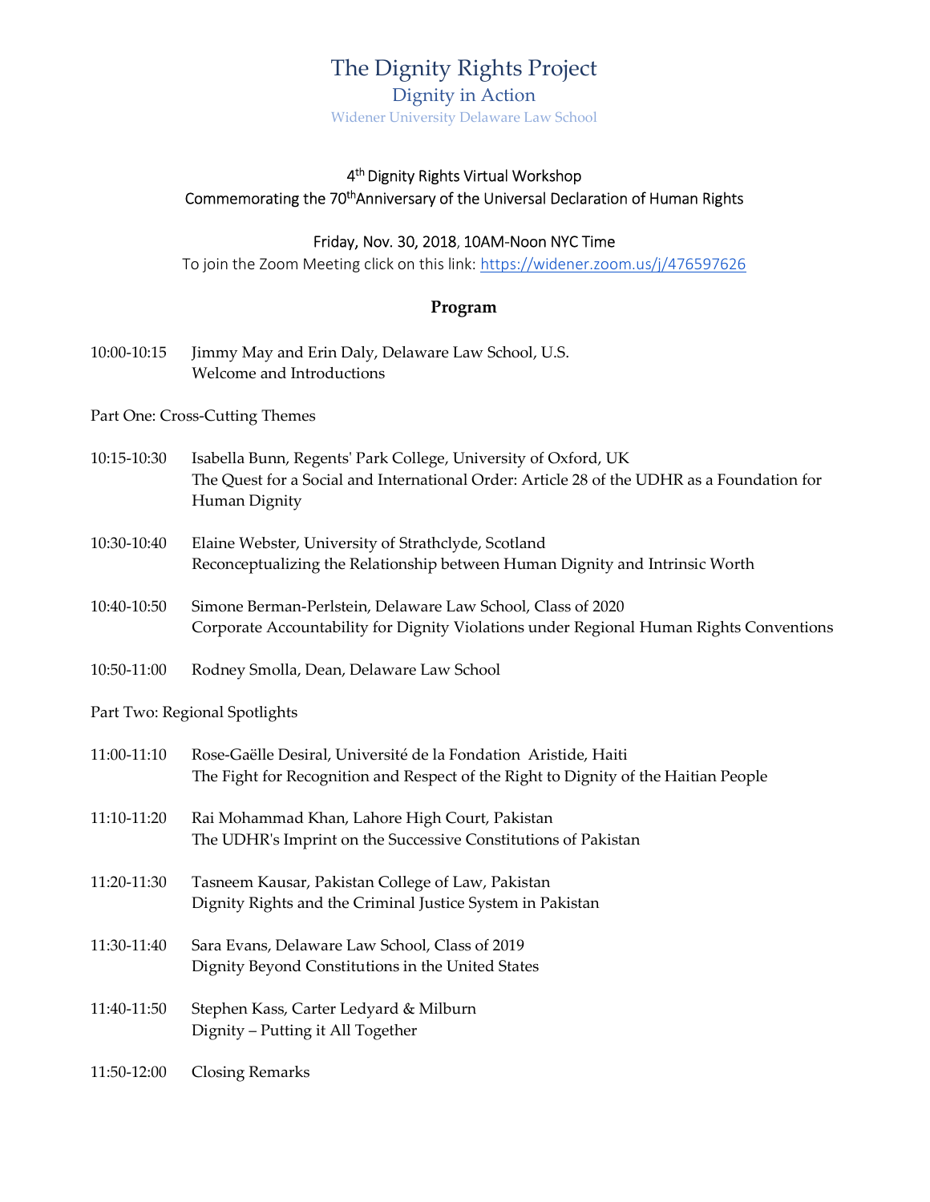# The Dignity Rights Project

## Dignity in Action

Widener University Delaware Law School

4th Dignity Rights Virtual Workshop
Commemorating the 70th Anniversary of the Universal Declaration of Human Rights

Friday, Nov. 30, 2018, 10AM-Noon NYC Time
To join the Zoom Meeting click on this link: https://widener.zoom.us/j/476597626

### Program

10:00-10:15 Jimmy May and Erin Daly, Delaware Law School, U.S.
Welcome and Introductions

Part One: Cross-Cutting Themes

10:15-10:30 Isabella Bunn, Regents' Park College, University of Oxford, UK
The Quest for a Social and International Order: Article 28 of the UDHR as a Foundation for Human Dignity

10:30-10:40 Elaine Webster, University of Strathclyde, Scotland
Reconceptualizing the Relationship between Human Dignity and Intrinsic Worth

10:40-10:50 Simone Berman-Perlstein, Delaware Law School, Class of 2020
Corporate Accountability for Dignity Violations under Regional Human Rights Conventions

10:50-11:00 Rodney Smolla, Dean, Delaware Law School

Part Two: Regional Spotlights

11:00-11:10 Rose-Gaëlle Desiral, Université de la Fondation Aristide, Haiti
The Fight for Recognition and Respect of the Right to Dignity of the Haitian People

11:10-11:20 Rai Mohammad Khan, Lahore High Court, Pakistan
The UDHR's Imprint on the Successive Constitutions of Pakistan

11:20-11:30 Tasneem Kausar, Pakistan College of Law, Pakistan
Dignity Rights and the Criminal Justice System in Pakistan

11:30-11:40 Sara Evans, Delaware Law School, Class of 2019
Dignity Beyond Constitutions in the United States

11:40-11:50 Stephen Kass, Carter Ledyard & Milburn
Dignity – Putting it All Together

11:50-12:00 Closing Remarks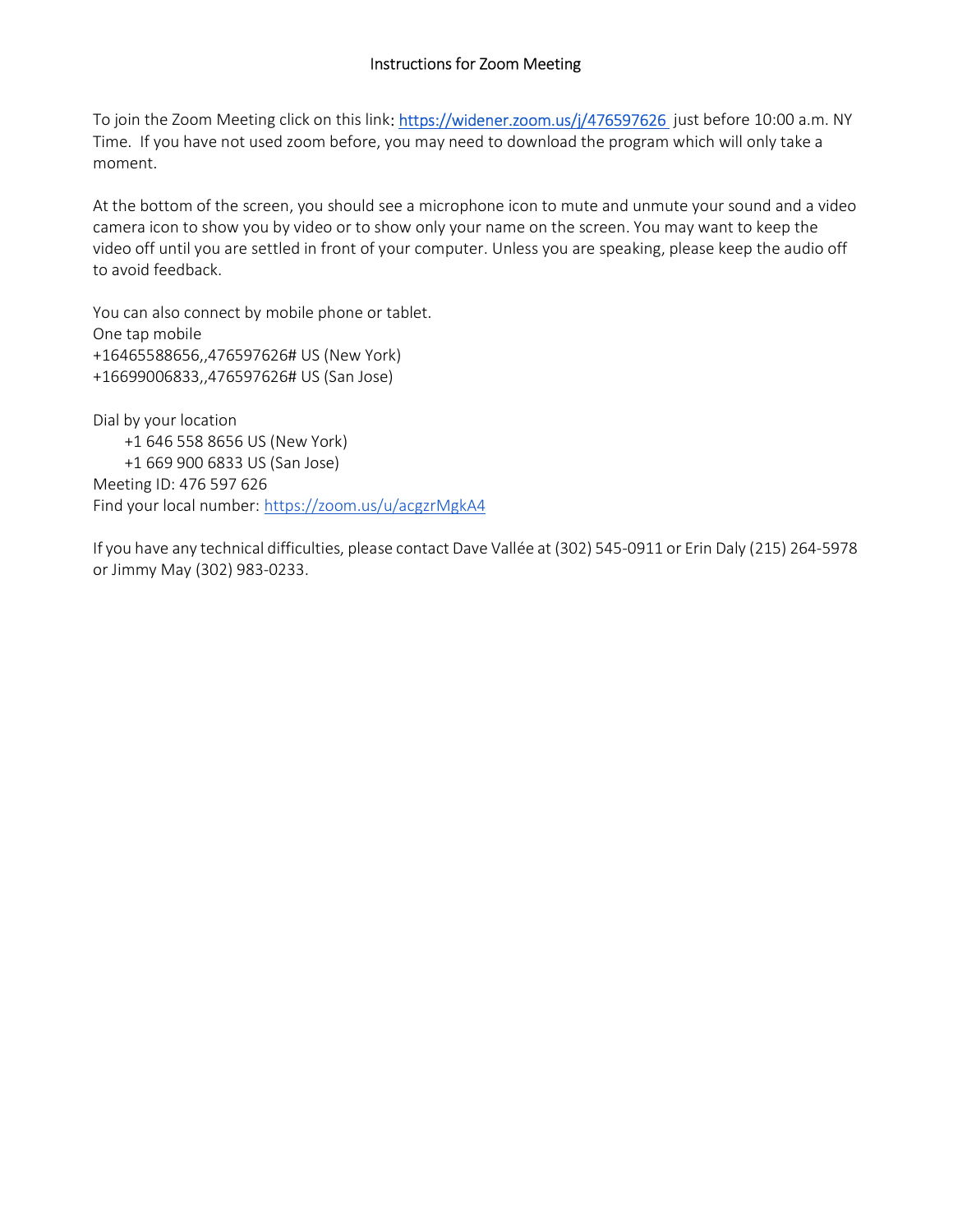# Instructions for Zoom Meeting

To join the Zoom Meeting click on this link: https://widener.zoom.us/j/476597626 just before 10:00 a.m. NY Time. If you have not used zoom before, you may need to download the program which will only take a moment.

At the bottom of the screen, you should see a microphone icon to mute and unmute your sound and a video camera icon to show you by video or to show only your name on the screen. You may want to keep the video off until you are settled in front of your computer. Unless you are speaking, please keep the audio off to avoid feedback.

You can also connect by mobile phone or tablet.
One tap mobile
+16465588656,,476597626# US (New York)
+16699006833,,476597626# US (San Jose)

Dial by your location
    +1 646 558 8656 US (New York)
    +1 669 900 6833 US (San Jose)
Meeting ID: 476 597 626
Find your local number: https://zoom.us/u/acgzrMgkA4

If you have any technical difficulties, please contact Dave Vallée at (302) 545-0911 or Erin Daly (215) 264-5978 or Jimmy May (302) 983-0233.